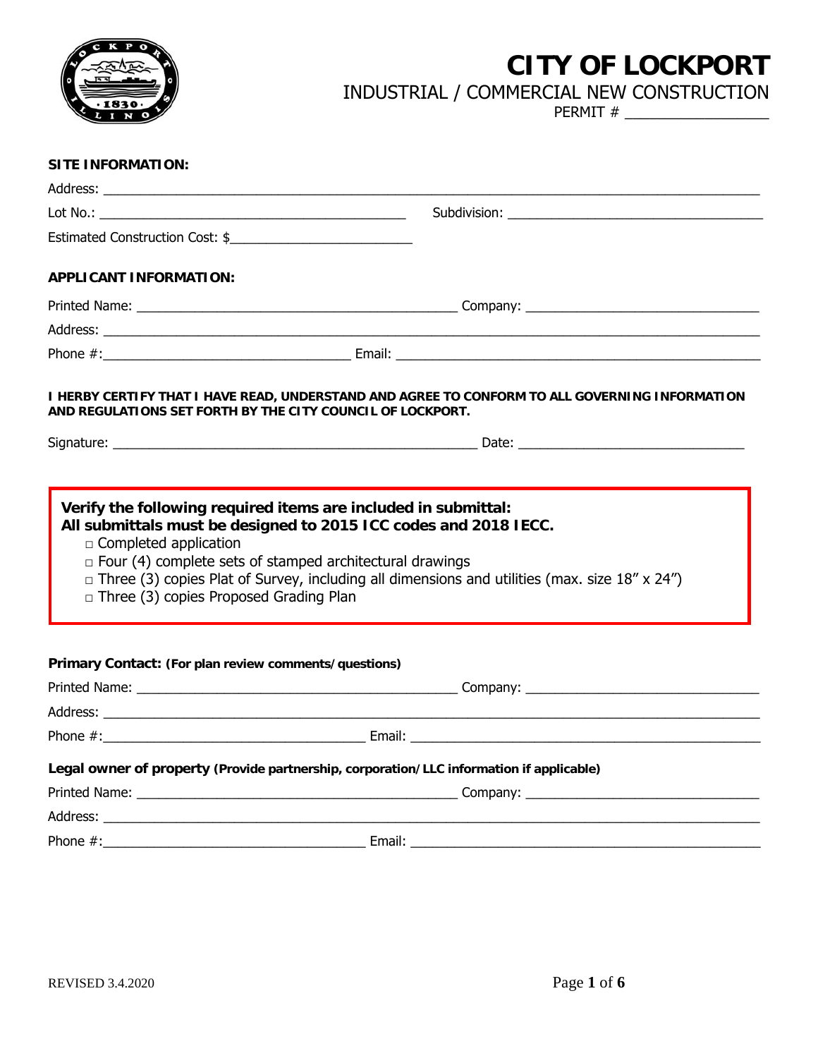# CITY OF LOCKPORT

## INDUSTRIAL / COMMERCIAL NEW CONSTRUCTION

PERMIT # _______________

**SITE INFORMATION:**

Address: _______________________________________________

Lot No.: _______________________ Subdivision: _______________________

Estimated Construction Cost: $_______________________

**APPLICANT INFORMATION:**

Printed Name: _______________________ Company: _______________________

Address: _______________________________________________

Phone #: _______________________ Email: _______________________

**I HERBY CERTIFY THAT I HAVE READ, UNDERSTAND AND AGREE TO CONFORM TO ALL GOVERNING INFORMATION AND REGULATIONS SET FORTH BY THE CITY COUNCIL OF LOCKPORT.**

Signature: _______________________ Date: _______________________

**Verify the following required items are included in submittal:**
**All submittals must be designed to 2015 ICC codes and 2018 IECC.**

- □ Completed application
- □ Four (4) complete sets of stamped architectural drawings
- □ Three (3) copies Plat of Survey, including all dimensions and utilities (max. size 18" x 24")
- □ Three (3) copies Proposed Grading Plan

**Primary Contact: (For plan review comments/questions)**

Printed Name: _______________________ Company: _______________________

Address: _______________________________________________

Phone #: _______________________ Email: _______________________

**Legal owner of property (Provide partnership, corporation/LLC information if applicable)**

Printed Name: _______________________ Company: _______________________

Address: _______________________________________________

Phone #: _______________________ Email: _______________________

REVISED 3.4.2020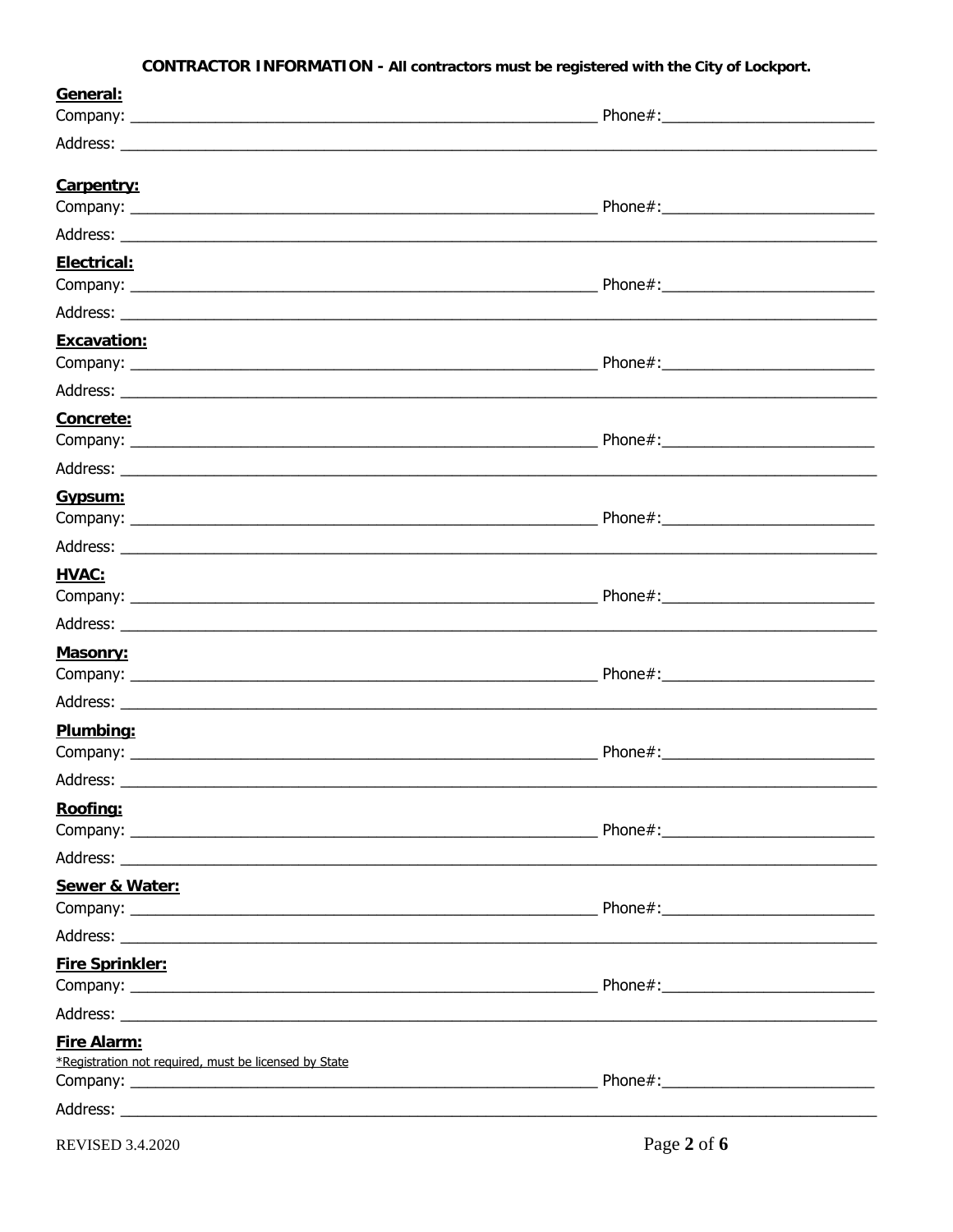**CONTRACTOR INFORMATION - All contractors must be registered with the City of Lockport.**

**General:**

Company: ________________________________________________ Phone#:________________________

Address: ______________________________________________________________________________

**Carpentry:**

Company: ________________________________________________ Phone#:________________________

Address: ______________________________________________________________________________

**Electrical:**

Company: ________________________________________________ Phone#:________________________

Address: ______________________________________________________________________________

**Excavation:**

Company: ________________________________________________ Phone#:________________________

Address: ______________________________________________________________________________

**Concrete:**

Company: ________________________________________________ Phone#:________________________

Address: ______________________________________________________________________________

**Gypsum:**

Company: ________________________________________________ Phone#:________________________

Address: ______________________________________________________________________________

**HVAC:**

Company: ________________________________________________ Phone#:________________________

Address: ______________________________________________________________________________

**Masonry:**

Company: ________________________________________________ Phone#:________________________

Address: ______________________________________________________________________________

**Plumbing:**

Company: ________________________________________________ Phone#:________________________

Address: ______________________________________________________________________________

**Roofing:**

Company: ________________________________________________ Phone#:________________________

Address: ______________________________________________________________________________

**Sewer & Water:**

Company: ________________________________________________ Phone#:________________________

Address: ______________________________________________________________________________

**Fire Sprinkler:**

Company: ________________________________________________ Phone#:________________________

Address: ______________________________________________________________________________

**Fire Alarm:**

*Registration not required, must be licensed by State

Company: ________________________________________________ Phone#:________________________

Address: ______________________________________________________________________________

REVISED 3.4.2020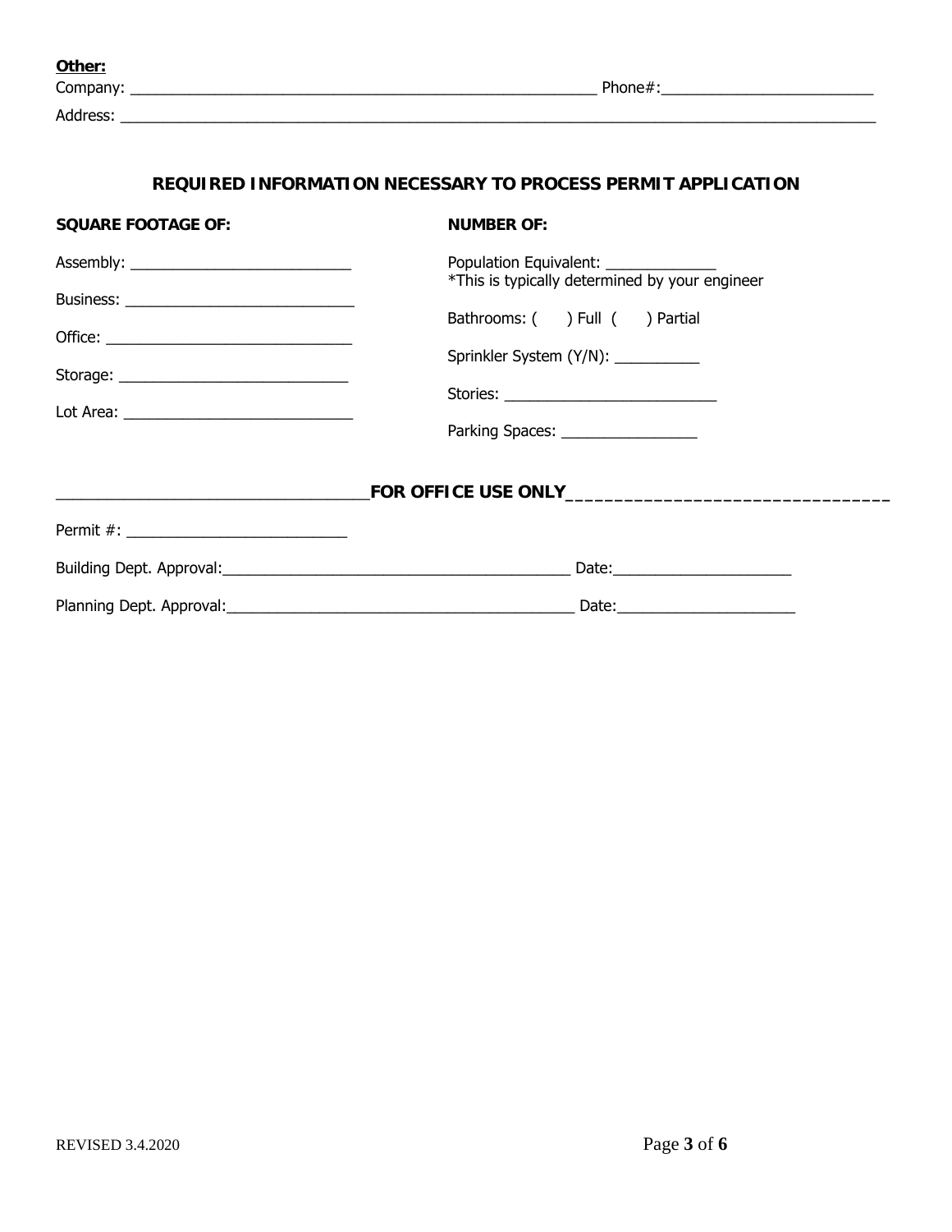**Other:**

Company: ________________________________________________________ Phone#:_________________________

Address: ___________________________________________________________________________________________

## REQUIRED INFORMATION NECESSARY TO PROCESS PERMIT APPLICATION

**SQUARE FOOTAGE OF:**

Assembly: __________________________

Business: ___________________________

Office: _____________________________

Storage: ___________________________

Lot Area: ___________________________

**NUMBER OF:**

Population Equivalent: _____________
*This is typically determined by your engineer

Bathrooms: (      ) Full (      ) Partial

Sprinkler System (Y/N): __________

Stories: _________________________

Parking Spaces: ________________

___________________________________**FOR OFFICE USE ONLY**_________________________________

Permit #: _________________________

Building Dept. Approval:__________________________________________ Date:_____________________

Planning Dept. Approval:__________________________________________ Date:_____________________

REVISED 3.4.2020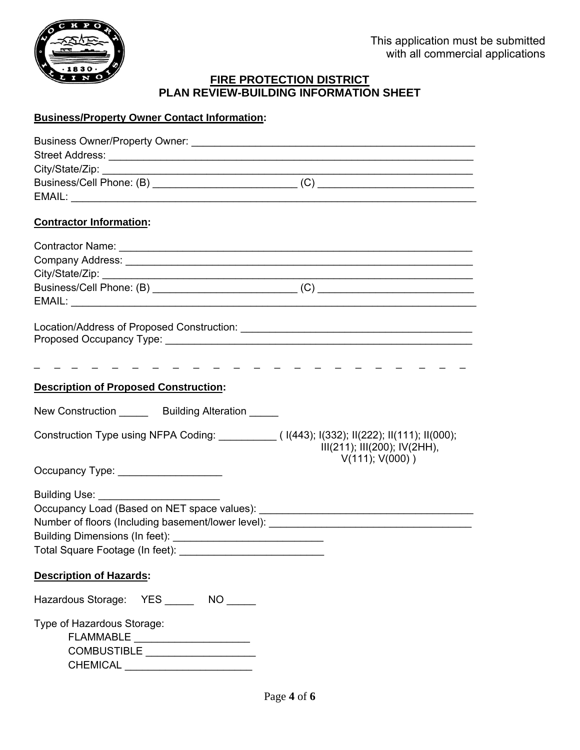This application must be submitted with all commercial applications

# FIRE PROTECTION DISTRICT
## PLAN REVIEW-BUILDING INFORMATION SHEET

**Business/Property Owner Contact Information:**

Business Owner/Property Owner: ___________________________________________________
Street Address: ___________________________________________________________
City/State/Zip: ___________________________________________________________
Business/Cell Phone: (B) _________________________ (C) __________________________
EMAIL: _________________________________________________________________

**Contractor Information:**

Contractor Name: _________________________________________________________
Company Address: _________________________________________________________
City/State/Zip: ___________________________________________________________
Business/Cell Phone: (B) _________________________ (C) __________________________
EMAIL: _________________________________________________________________

Location/Address of Proposed Construction: ______________________________________
Proposed Occupancy Type: _________________________________________________

_ _ _ _ _ _ _ _ _ _ _ _ _ _ _ _ _ _ _ _ _ _

**Description of Proposed Construction:**

New Construction _____ Building Alteration _____

Construction Type using NFPA Coding: __________ ( I(443); I(332); II(222); II(111); II(000); III(211); III(200); IV(2HH), V(111); V(000) )

Occupancy Type: _________________

Building Use: ____________________
Occupancy Load (Based on NET space values): ___________________________________
Number of floors (Including basement/lower level): ________________________________
Building Dimensions (In feet): _________________________
Total Square Footage (In feet): ________________________

**Description of Hazards:**

Hazardous Storage: YES _____ NO _____

Type of Hazardous Storage:

FLAMMABLE ___________________
COMBUSTIBLE __________________
CHEMICAL _____________________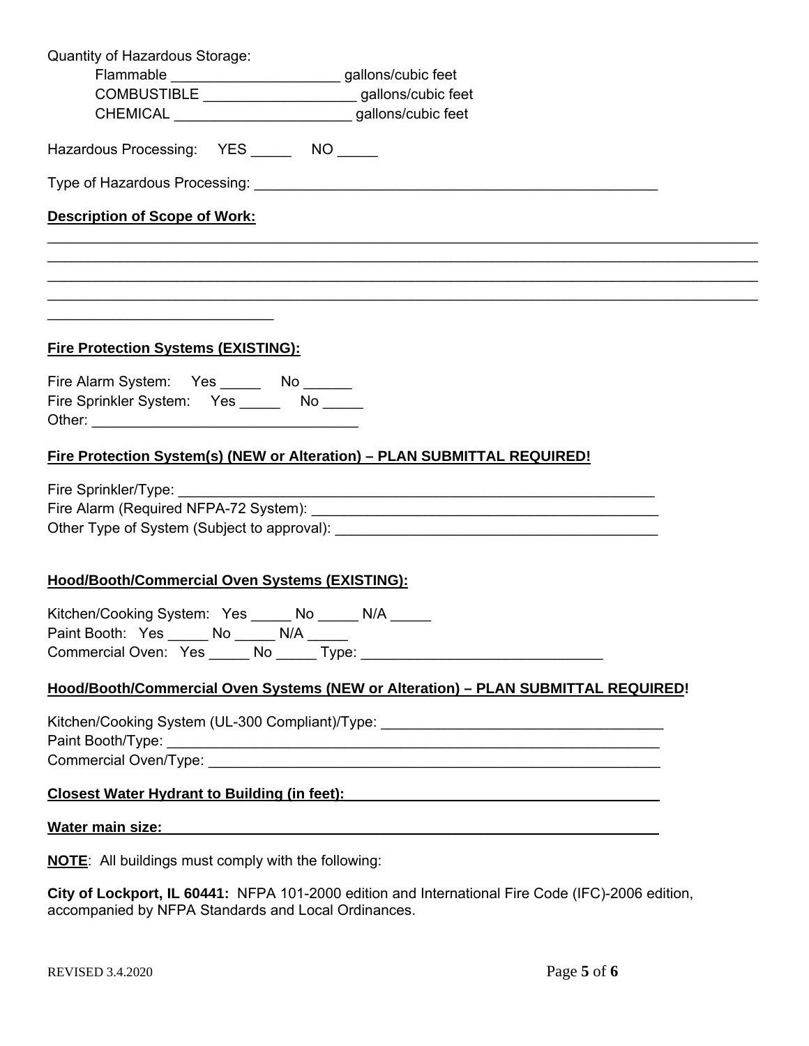Quantity of Hazardous Storage:

Flammable _____________________ gallons/cubic feet
COMBUSTIBLE ___________________ gallons/cubic feet
CHEMICAL ______________________ gallons/cubic feet

Hazardous Processing: YES _____ NO _____

Type of Hazardous Processing: ____________________________________________________

**Description of Scope of Work:**

_____________________________________________________________________________________________
_____________________________________________________________________________________________
_____________________________________________________________________________________________
_____________________________________________________________________________________________
_____________________________

**Fire Protection Systems (EXISTING):**

Fire Alarm System: Yes _____ No ______
Fire Sprinkler System: Yes _____ No _____
Other: _________________________________

**Fire Protection System(s) (NEW or Alteration) – PLAN SUBMITTAL REQUIRED!**

Fire Sprinkler/Type: _____________________________________________________________
Fire Alarm (Required NFPA-72 System): ____________________________________________
Other Type of System (Subject to approval): ________________________________________

**Hood/Booth/Commercial Oven Systems (EXISTING):**

Kitchen/Cooking System: Yes _____ No _____ N/A _____
Paint Booth: Yes _____ No _____ N/A _____
Commercial Oven: Yes _____ No _____ Type: ______________________________

**Hood/Booth/Commercial Oven Systems (NEW or Alteration) – PLAN SUBMITTAL REQUIRED!**

Kitchen/Cooking System (UL-300 Compliant)/Type: __________________________________
Paint Booth/Type: _______________________________________________________________
Commercial Oven/Type: __________________________________________________________

**Closest Water Hydrant to Building (in feet):** ______________________________________

**Water main size:** ____________________________________________________________

**NOTE**: All buildings must comply with the following:

**City of Lockport, IL 60441:** NFPA 101-2000 edition and International Fire Code (IFC)-2006 edition, accompanied by NFPA Standards and Local Ordinances.

REVISED 3.4.2020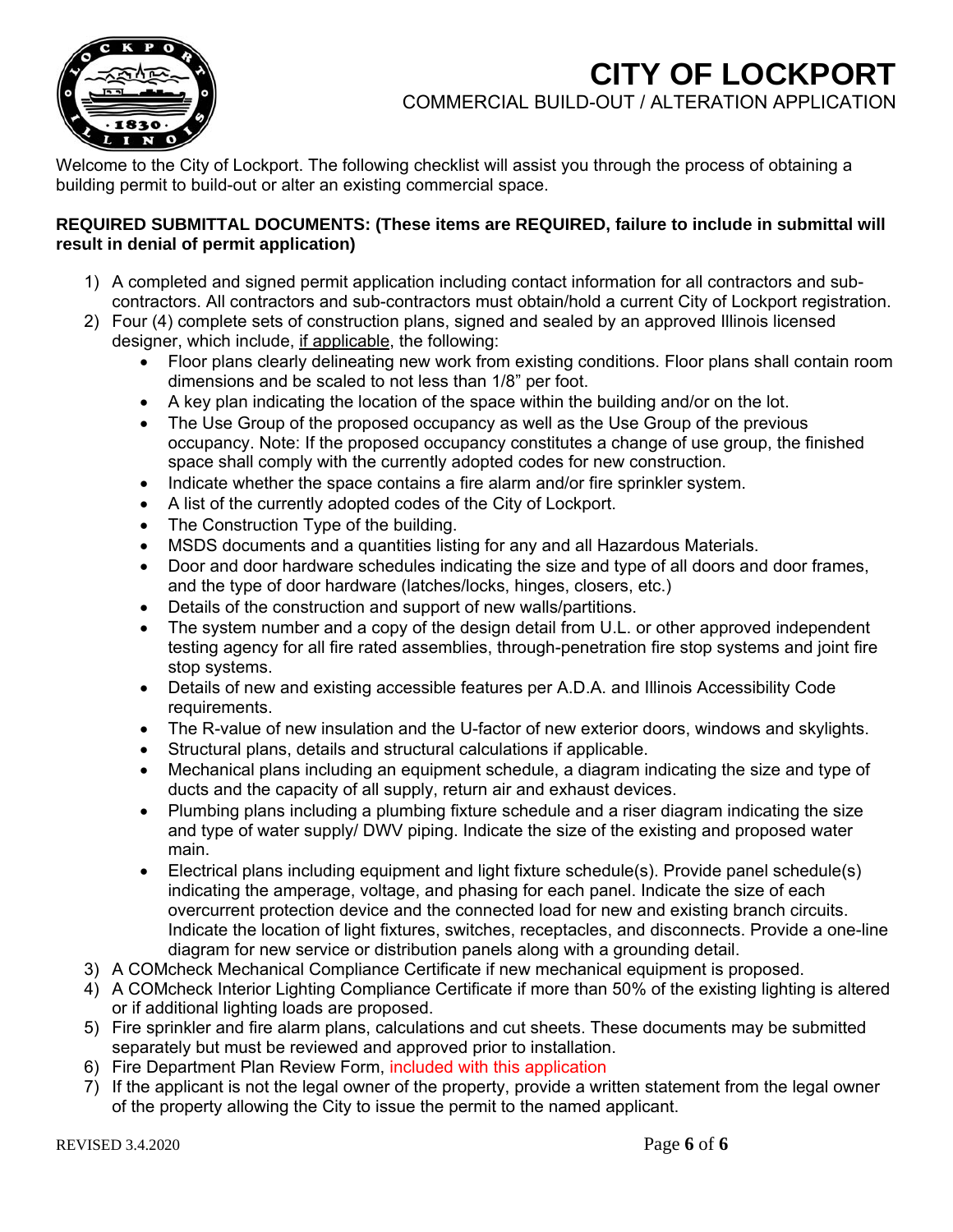# CITY OF LOCKPORT

COMMERCIAL BUILD-OUT / ALTERATION APPLICATION

Welcome to the City of Lockport. The following checklist will assist you through the process of obtaining a building permit to build-out or alter an existing commercial space.

**REQUIRED SUBMITTAL DOCUMENTS: (These items are REQUIRED, failure to include in submittal will result in denial of permit application)**

1) A completed and signed permit application including contact information for all contractors and sub-contractors. All contractors and sub-contractors must obtain/hold a current City of Lockport registration.
2) Four (4) complete sets of construction plans, signed and sealed by an approved Illinois licensed designer, which include, if applicable, the following:
   - Floor plans clearly delineating new work from existing conditions. Floor plans shall contain room dimensions and be scaled to not less than 1/8" per foot.
   - A key plan indicating the location of the space within the building and/or on the lot.
   - The Use Group of the proposed occupancy as well as the Use Group of the previous occupancy. Note: If the proposed occupancy constitutes a change of use group, the finished space shall comply with the currently adopted codes for new construction.
   - Indicate whether the space contains a fire alarm and/or fire sprinkler system.
   - A list of the currently adopted codes of the City of Lockport.
   - The Construction Type of the building.
   - MSDS documents and a quantities listing for any and all Hazardous Materials.
   - Door and door hardware schedules indicating the size and type of all doors and door frames, and the type of door hardware (latches/locks, hinges, closers, etc.)
   - Details of the construction and support of new walls/partitions.
   - The system number and a copy of the design detail from U.L. or other approved independent testing agency for all fire rated assemblies, through-penetration fire stop systems and joint fire stop systems.
   - Details of new and existing accessible features per A.D.A. and Illinois Accessibility Code requirements.
   - The R-value of new insulation and the U-factor of new exterior doors, windows and skylights.
   - Structural plans, details and structural calculations if applicable.
   - Mechanical plans including an equipment schedule, a diagram indicating the size and type of ducts and the capacity of all supply, return air and exhaust devices.
   - Plumbing plans including a plumbing fixture schedule and a riser diagram indicating the size and type of water supply/ DWV piping. Indicate the size of the existing and proposed water main.
   - Electrical plans including equipment and light fixture schedule(s). Provide panel schedule(s) indicating the amperage, voltage, and phasing for each panel. Indicate the size of each overcurrent protection device and the connected load for new and existing branch circuits. Indicate the location of light fixtures, switches, receptacles, and disconnects. Provide a one-line diagram for new service or distribution panels along with a grounding detail.
3) A COMcheck Mechanical Compliance Certificate if new mechanical equipment is proposed.
4) A COMcheck Interior Lighting Compliance Certificate if more than 50% of the existing lighting is altered or if additional lighting loads are proposed.
5) Fire sprinkler and fire alarm plans, calculations and cut sheets. These documents may be submitted separately but must be reviewed and approved prior to installation.
6) Fire Department Plan Review Form, included with this application
7) If the applicant is not the legal owner of the property, provide a written statement from the legal owner of the property allowing the City to issue the permit to the named applicant.

REVISED 3.4.2020